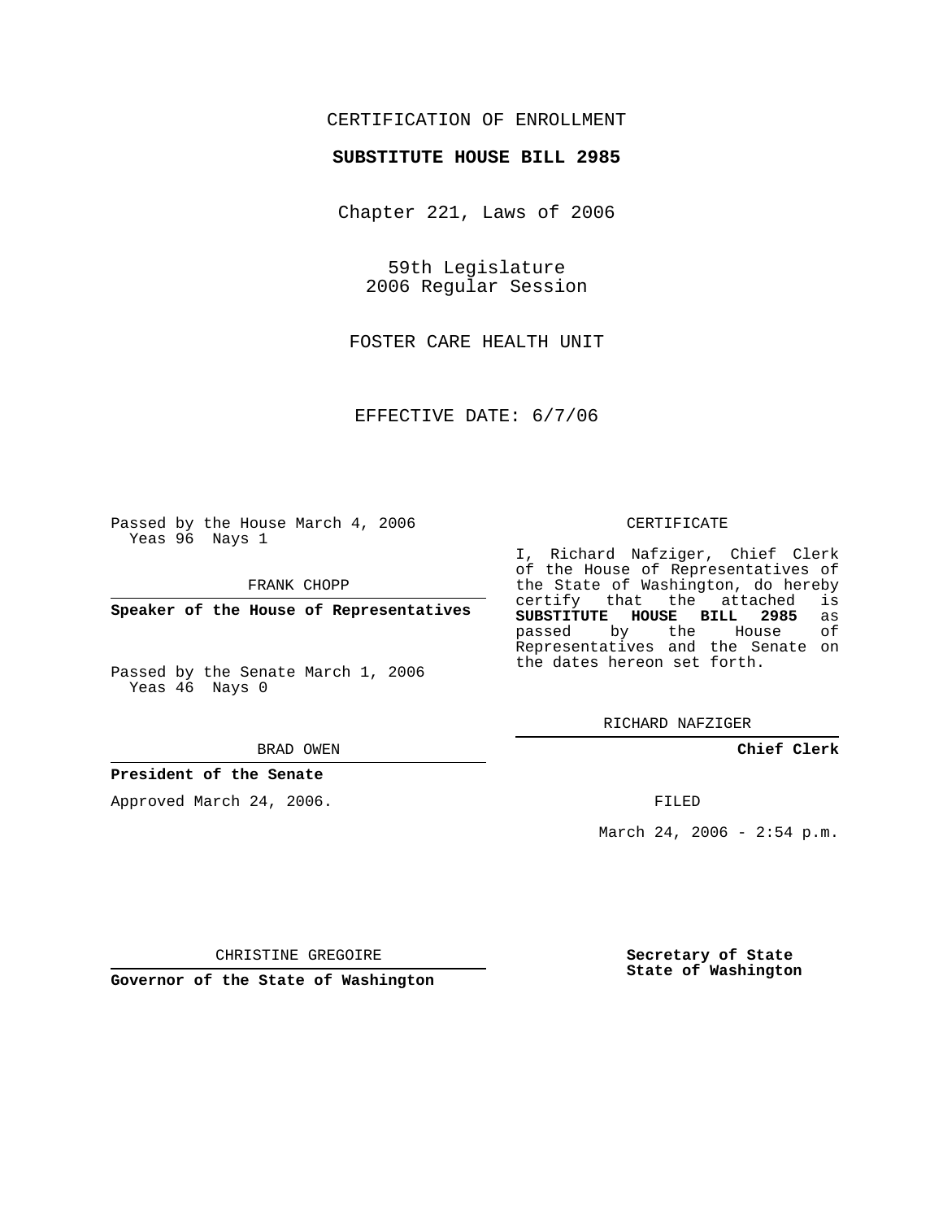CERTIFICATION OF ENROLLMENT

**SUBSTITUTE HOUSE BILL 2985**

Chapter 221, Laws of 2006

59th Legislature
2006 Regular Session

FOSTER CARE HEALTH UNIT

EFFECTIVE DATE: 6/7/06

Passed by the House March 4, 2006
Yeas 96 Nays 1

FRANK CHOPP

**Speaker of the House of Representatives**

Passed by the Senate March 1, 2006
Yeas 46 Nays 0

BRAD OWEN

**President of the Senate**

Approved March 24, 2006.

CHRISTINE GREGOIRE

**Governor of the State of Washington**

CERTIFICATE

I, Richard Nafziger, Chief Clerk of the House of Representatives of the State of Washington, do hereby certify that the attached is **SUBSTITUTE HOUSE BILL 2985** as passed by the House of Representatives and the Senate on the dates hereon set forth.

RICHARD NAFZIGER

**Chief Clerk**

FILED

March 24, 2006 - 2:54 p.m.

**Secretary of State**
**State of Washington**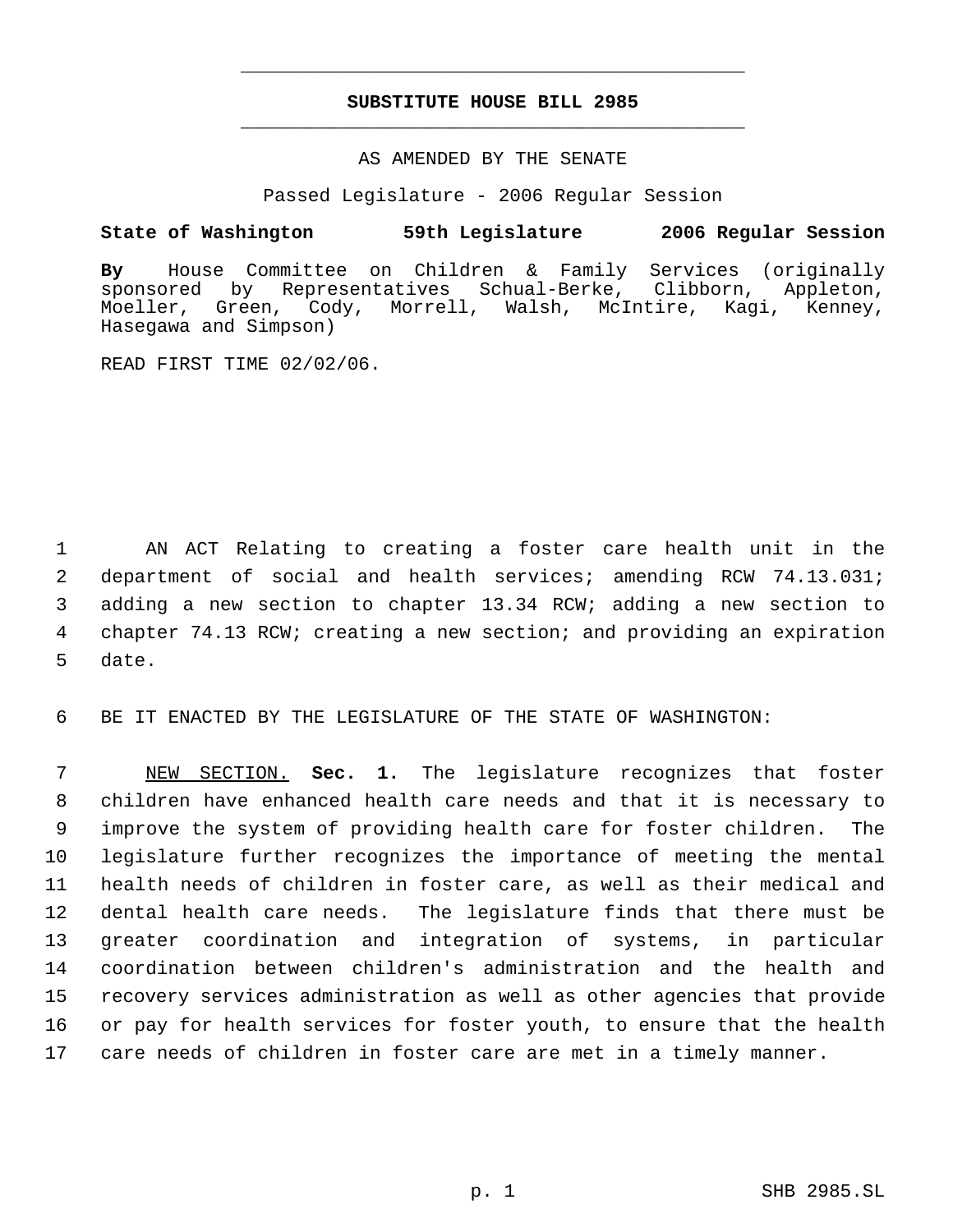# SUBSTITUTE HOUSE BILL 2985

AS AMENDED BY THE SENATE

Passed Legislature - 2006 Regular Session

**State of Washington 59th Legislature 2006 Regular Session**

**By** House Committee on Children & Family Services (originally sponsored by Representatives Schual-Berke, Clibborn, Appleton, Moeller, Green, Cody, Morrell, Walsh, McIntire, Kagi, Kenney, Hasegawa and Simpson)

READ FIRST TIME 02/02/06.

AN ACT Relating to creating a foster care health unit in the department of social and health services; amending RCW 74.13.031; adding a new section to chapter 13.34 RCW; adding a new section to chapter 74.13 RCW; creating a new section; and providing an expiration date.

BE IT ENACTED BY THE LEGISLATURE OF THE STATE OF WASHINGTON:

NEW SECTION. **Sec. 1.** The legislature recognizes that foster children have enhanced health care needs and that it is necessary to improve the system of providing health care for foster children. The legislature further recognizes the importance of meeting the mental health needs of children in foster care, as well as their medical and dental health care needs. The legislature finds that there must be greater coordination and integration of systems, in particular coordination between children's administration and the health and recovery services administration as well as other agencies that provide or pay for health services for foster youth, to ensure that the health care needs of children in foster care are met in a timely manner.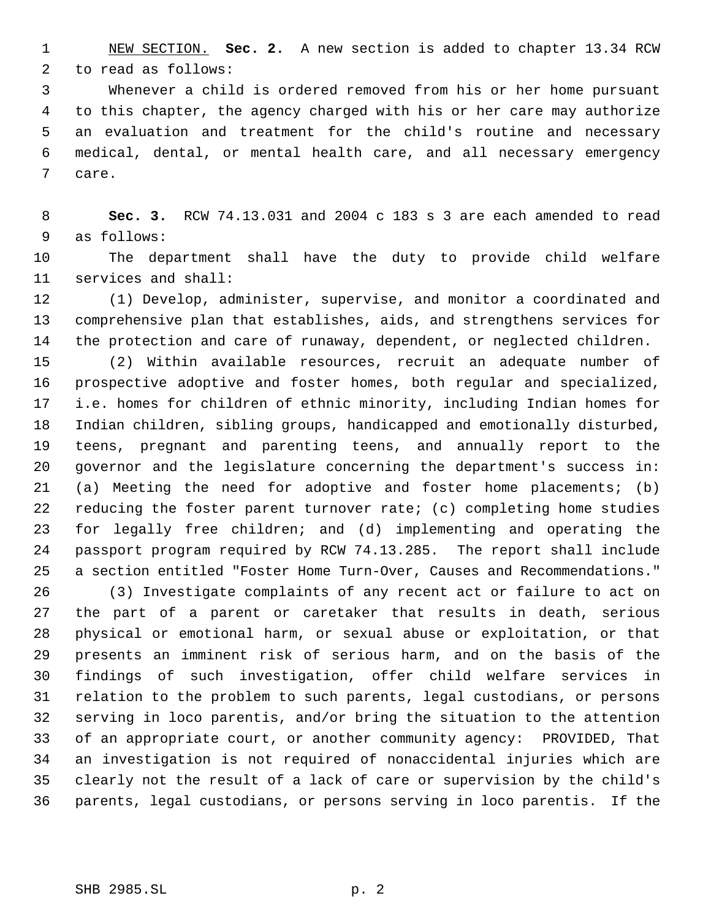NEW SECTION. **Sec. 2.** A new section is added to chapter 13.34 RCW to read as follows:

Whenever a child is ordered removed from his or her home pursuant to this chapter, the agency charged with his or her care may authorize an evaluation and treatment for the child's routine and necessary medical, dental, or mental health care, and all necessary emergency care.

**Sec. 3.** RCW 74.13.031 and 2004 c 183 s 3 are each amended to read as follows:

The department shall have the duty to provide child welfare services and shall:

(1) Develop, administer, supervise, and monitor a coordinated and comprehensive plan that establishes, aids, and strengthens services for the protection and care of runaway, dependent, or neglected children.

(2) Within available resources, recruit an adequate number of prospective adoptive and foster homes, both regular and specialized, i.e. homes for children of ethnic minority, including Indian homes for Indian children, sibling groups, handicapped and emotionally disturbed, teens, pregnant and parenting teens, and annually report to the governor and the legislature concerning the department's success in: (a) Meeting the need for adoptive and foster home placements; (b) reducing the foster parent turnover rate; (c) completing home studies for legally free children; and (d) implementing and operating the passport program required by RCW 74.13.285. The report shall include a section entitled "Foster Home Turn-Over, Causes and Recommendations."

(3) Investigate complaints of any recent act or failure to act on the part of a parent or caretaker that results in death, serious physical or emotional harm, or sexual abuse or exploitation, or that presents an imminent risk of serious harm, and on the basis of the findings of such investigation, offer child welfare services in relation to the problem to such parents, legal custodians, or persons serving in loco parentis, and/or bring the situation to the attention of an appropriate court, or another community agency: PROVIDED, That an investigation is not required of nonaccidental injuries which are clearly not the result of a lack of care or supervision by the child's parents, legal custodians, or persons serving in loco parentis. If the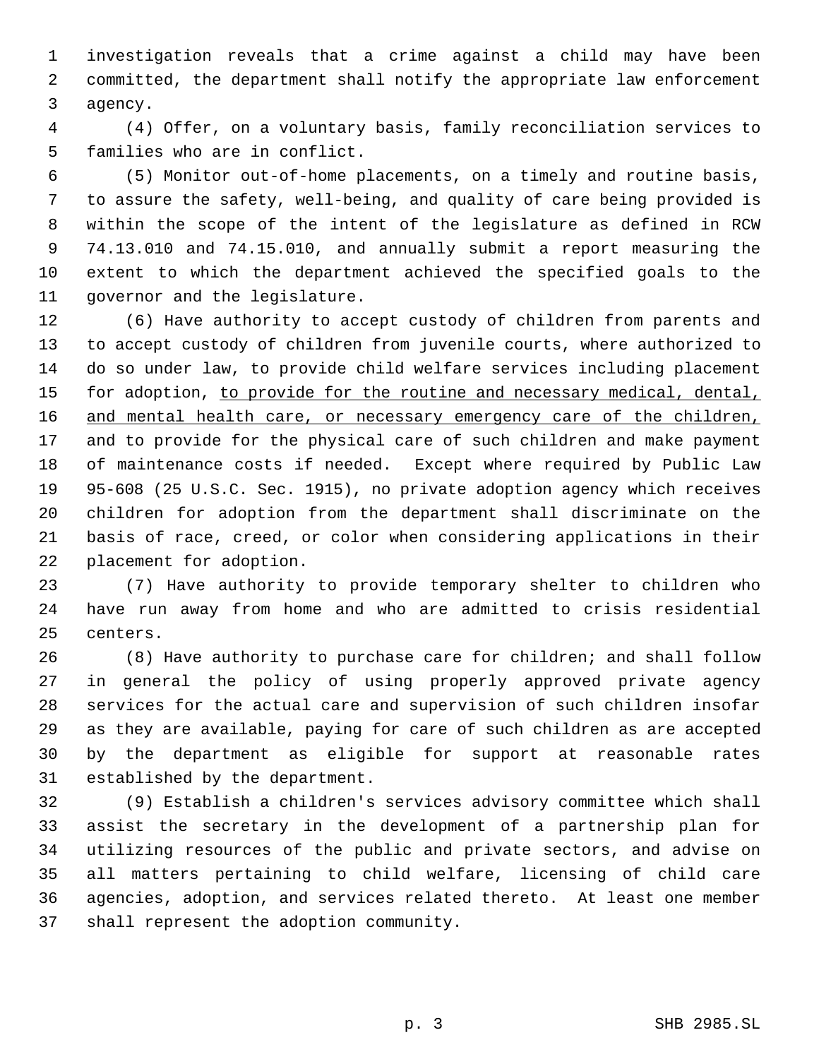investigation reveals that a crime against a child may have been committed, the department shall notify the appropriate law enforcement agency.

(4) Offer, on a voluntary basis, family reconciliation services to families who are in conflict.

(5) Monitor out-of-home placements, on a timely and routine basis, to assure the safety, well-being, and quality of care being provided is within the scope of the intent of the legislature as defined in RCW 74.13.010 and 74.15.010, and annually submit a report measuring the extent to which the department achieved the specified goals to the governor and the legislature.

(6) Have authority to accept custody of children from parents and to accept custody of children from juvenile courts, where authorized to do so under law, to provide child welfare services including placement for adoption, <u>to provide for the routine and necessary medical, dental, and mental health care, or necessary emergency care of the children,</u> and to provide for the physical care of such children and make payment of maintenance costs if needed. Except where required by Public Law 95-608 (25 U.S.C. Sec. 1915), no private adoption agency which receives children for adoption from the department shall discriminate on the basis of race, creed, or color when considering applications in their placement for adoption.

(7) Have authority to provide temporary shelter to children who have run away from home and who are admitted to crisis residential centers.

(8) Have authority to purchase care for children; and shall follow in general the policy of using properly approved private agency services for the actual care and supervision of such children insofar as they are available, paying for care of such children as are accepted by the department as eligible for support at reasonable rates established by the department.

(9) Establish a children's services advisory committee which shall assist the secretary in the development of a partnership plan for utilizing resources of the public and private sectors, and advise on all matters pertaining to child welfare, licensing of child care agencies, adoption, and services related thereto. At least one member shall represent the adoption community.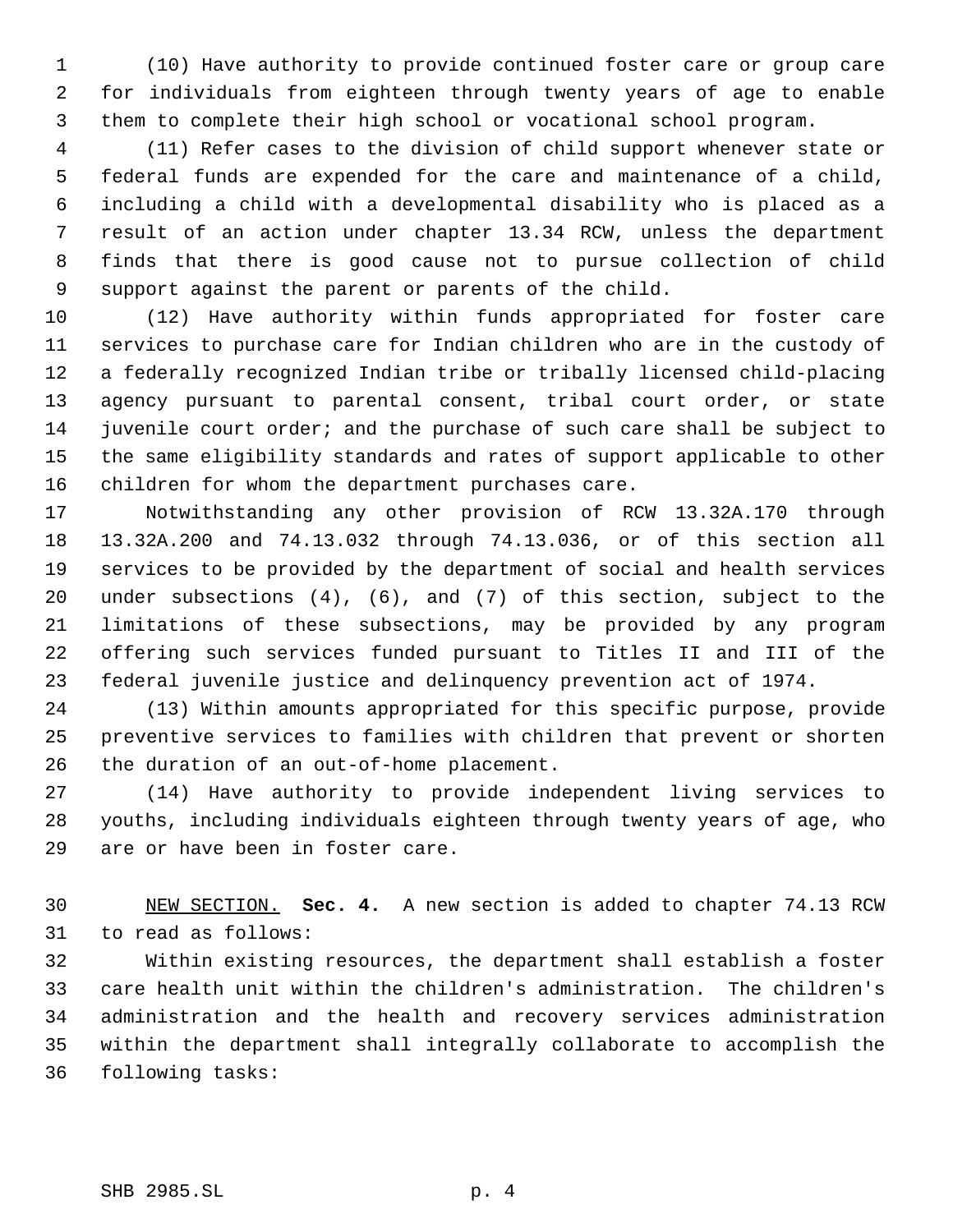(10) Have authority to provide continued foster care or group care for individuals from eighteen through twenty years of age to enable them to complete their high school or vocational school program.

(11) Refer cases to the division of child support whenever state or federal funds are expended for the care and maintenance of a child, including a child with a developmental disability who is placed as a result of an action under chapter 13.34 RCW, unless the department finds that there is good cause not to pursue collection of child support against the parent or parents of the child.

(12) Have authority within funds appropriated for foster care services to purchase care for Indian children who are in the custody of a federally recognized Indian tribe or tribally licensed child-placing agency pursuant to parental consent, tribal court order, or state juvenile court order; and the purchase of such care shall be subject to the same eligibility standards and rates of support applicable to other children for whom the department purchases care.

Notwithstanding any other provision of RCW 13.32A.170 through 13.32A.200 and 74.13.032 through 74.13.036, or of this section all services to be provided by the department of social and health services under subsections (4), (6), and (7) of this section, subject to the limitations of these subsections, may be provided by any program offering such services funded pursuant to Titles II and III of the federal juvenile justice and delinquency prevention act of 1974.

(13) Within amounts appropriated for this specific purpose, provide preventive services to families with children that prevent or shorten the duration of an out-of-home placement.

(14) Have authority to provide independent living services to youths, including individuals eighteen through twenty years of age, who are or have been in foster care.

NEW SECTION. **Sec. 4.** A new section is added to chapter 74.13 RCW to read as follows:

Within existing resources, the department shall establish a foster care health unit within the children's administration. The children's administration and the health and recovery services administration within the department shall integrally collaborate to accomplish the following tasks: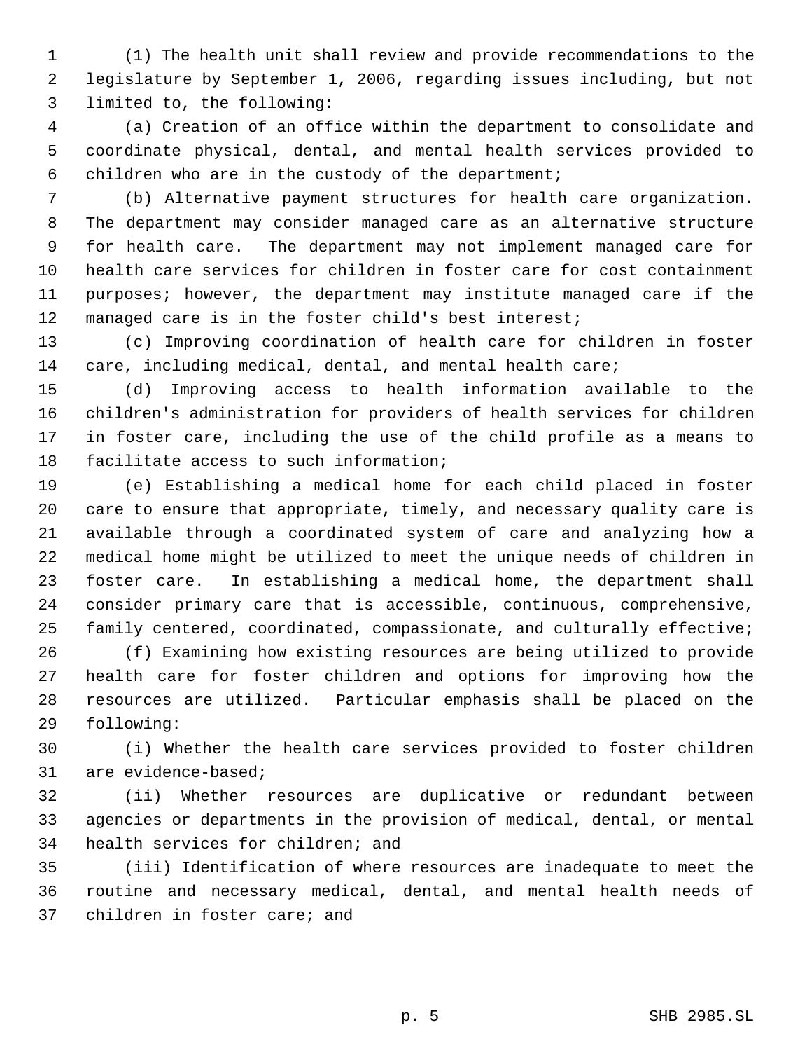(1) The health unit shall review and provide recommendations to the legislature by September 1, 2006, regarding issues including, but not limited to, the following:

(a) Creation of an office within the department to consolidate and coordinate physical, dental, and mental health services provided to children who are in the custody of the department;

(b) Alternative payment structures for health care organization. The department may consider managed care as an alternative structure for health care. The department may not implement managed care for health care services for children in foster care for cost containment purposes; however, the department may institute managed care if the managed care is in the foster child's best interest;

(c) Improving coordination of health care for children in foster care, including medical, dental, and mental health care;

(d) Improving access to health information available to the children's administration for providers of health services for children in foster care, including the use of the child profile as a means to facilitate access to such information;

(e) Establishing a medical home for each child placed in foster care to ensure that appropriate, timely, and necessary quality care is available through a coordinated system of care and analyzing how a medical home might be utilized to meet the unique needs of children in foster care. In establishing a medical home, the department shall consider primary care that is accessible, continuous, comprehensive, family centered, coordinated, compassionate, and culturally effective;

(f) Examining how existing resources are being utilized to provide health care for foster children and options for improving how the resources are utilized. Particular emphasis shall be placed on the following:

(i) Whether the health care services provided to foster children are evidence-based;

(ii) Whether resources are duplicative or redundant between agencies or departments in the provision of medical, dental, or mental health services for children; and

(iii) Identification of where resources are inadequate to meet the routine and necessary medical, dental, and mental health needs of children in foster care; and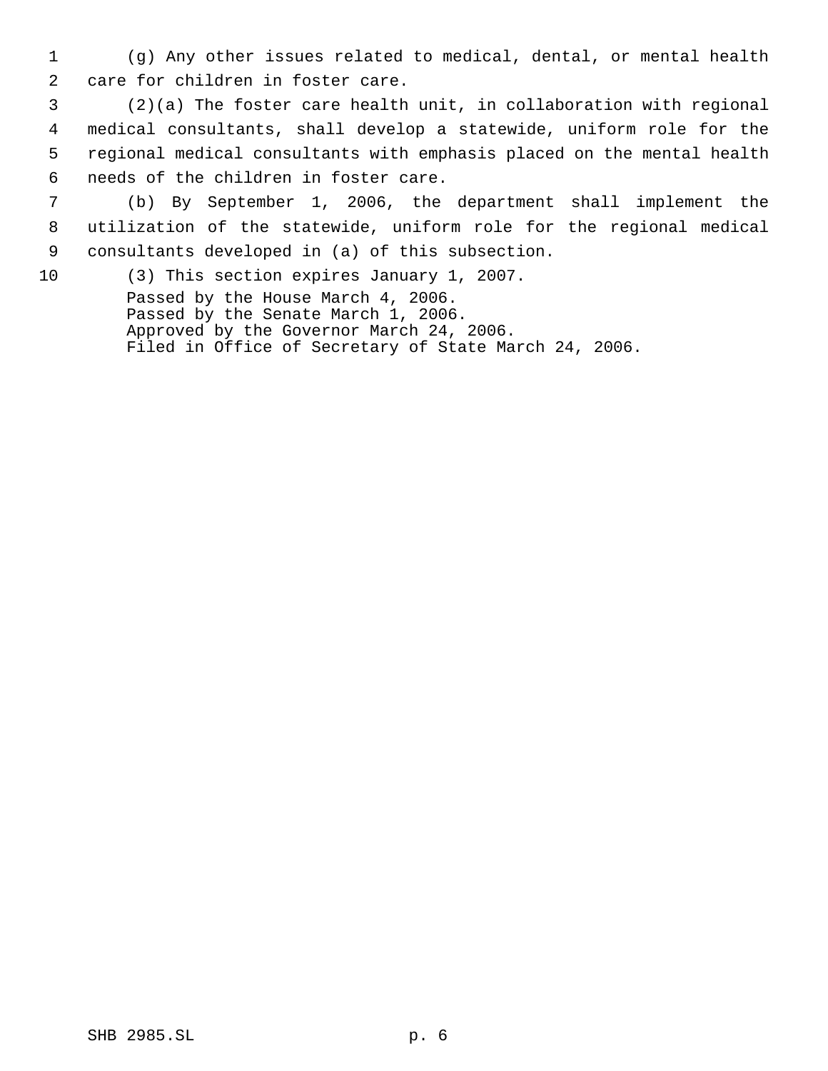(g) Any other issues related to medical, dental, or mental health care for children in foster care.

(2)(a) The foster care health unit, in collaboration with regional medical consultants, shall develop a statewide, uniform role for the regional medical consultants with emphasis placed on the mental health needs of the children in foster care.

(b) By September 1, 2006, the department shall implement the utilization of the statewide, uniform role for the regional medical consultants developed in (a) of this subsection.

(3) This section expires January 1, 2007.

Passed by the House March 4, 2006.
Passed by the Senate March 1, 2006.
Approved by the Governor March 24, 2006.
Filed in Office of Secretary of State March 24, 2006.